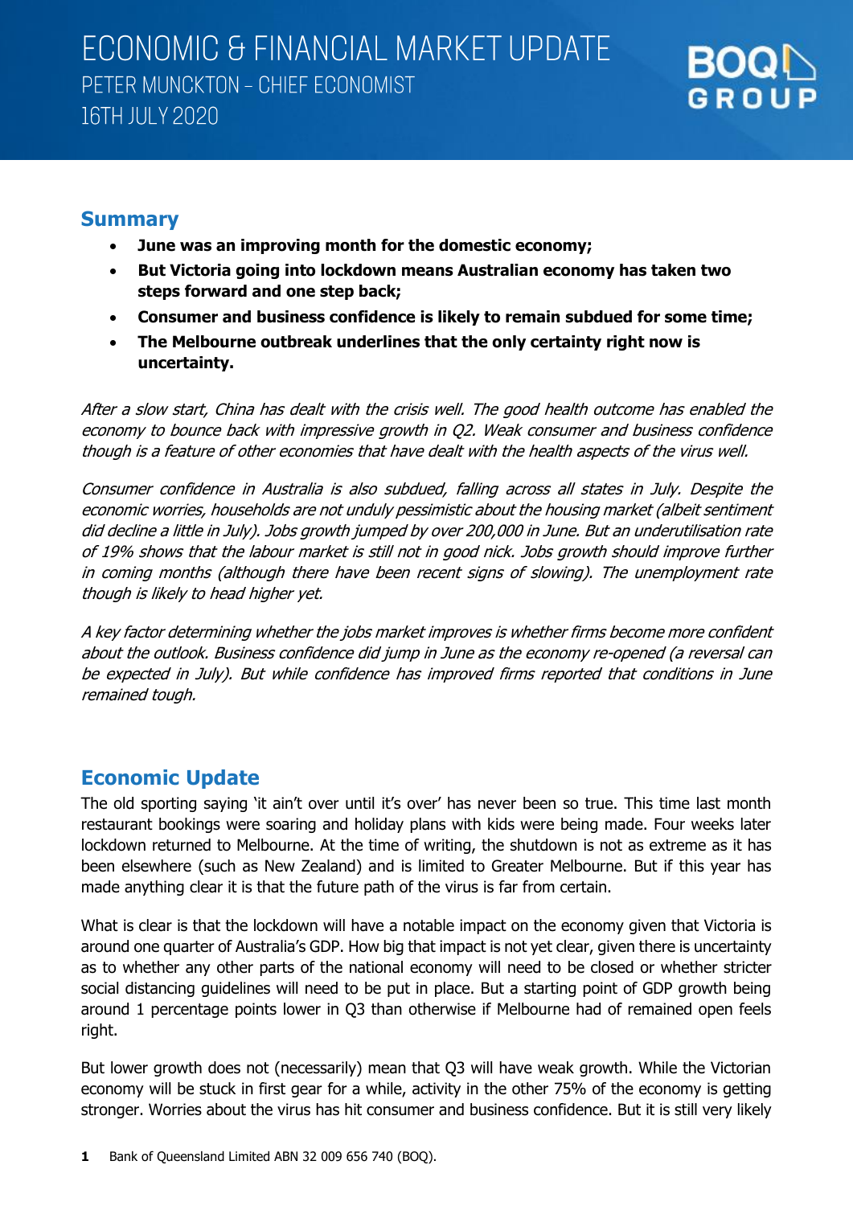# ECONOMIC & FINANCIAL MARKET UPDATE

PETER MUNCKTON – CHIEF ECONOMIST

16TH JULY 2020

## Summary

- **June was an improving month for the domestic economy;**
- **But Victoria going into lockdown means Australian economy has taken two steps forward and one step back;**
- **Consumer and business confidence is likely to remain subdued for some time;**
- **The Melbourne outbreak underlines that the only certainty right now is uncertainty.**

*After a slow start, China has dealt with the crisis well. The good health outcome has enabled the economy to bounce back with impressive growth in Q2. Weak consumer and business confidence though is a feature of other economies that have dealt with the health aspects of the virus well.*

*Consumer confidence in Australia is also subdued, falling across all states in July. Despite the economic worries, households are not unduly pessimistic about the housing market (albeit sentiment did decline a little in July). Jobs growth jumped by over 200,000 in June. But an underutilisation rate of 19% shows that the labour market is still not in good nick. Jobs growth should improve further in coming months (although there have been recent signs of slowing). The unemployment rate though is likely to head higher yet.*

*A key factor determining whether the jobs market improves is whether firms become more confident about the outlook. Business confidence did jump in June as the economy re-opened (a reversal can be expected in July). But while confidence has improved firms reported that conditions in June remained tough.*

## Economic Update

The old sporting saying 'it ain't over until it's over' has never been so true. This time last month restaurant bookings were soaring and holiday plans with kids were being made. Four weeks later lockdown returned to Melbourne. At the time of writing, the shutdown is not as extreme as it has been elsewhere (such as New Zealand) and is limited to Greater Melbourne. But if this year has made anything clear it is that the future path of the virus is far from certain.

What is clear is that the lockdown will have a notable impact on the economy given that Victoria is around one quarter of Australia's GDP. How big that impact is not yet clear, given there is uncertainty as to whether any other parts of the national economy will need to be closed or whether stricter social distancing guidelines will need to be put in place. But a starting point of GDP growth being around 1 percentage points lower in Q3 than otherwise if Melbourne had of remained open feels right.

But lower growth does not (necessarily) mean that Q3 will have weak growth. While the Victorian economy will be stuck in first gear for a while, activity in the other 75% of the economy is getting stronger. Worries about the virus has hit consumer and business confidence. But it is still very likely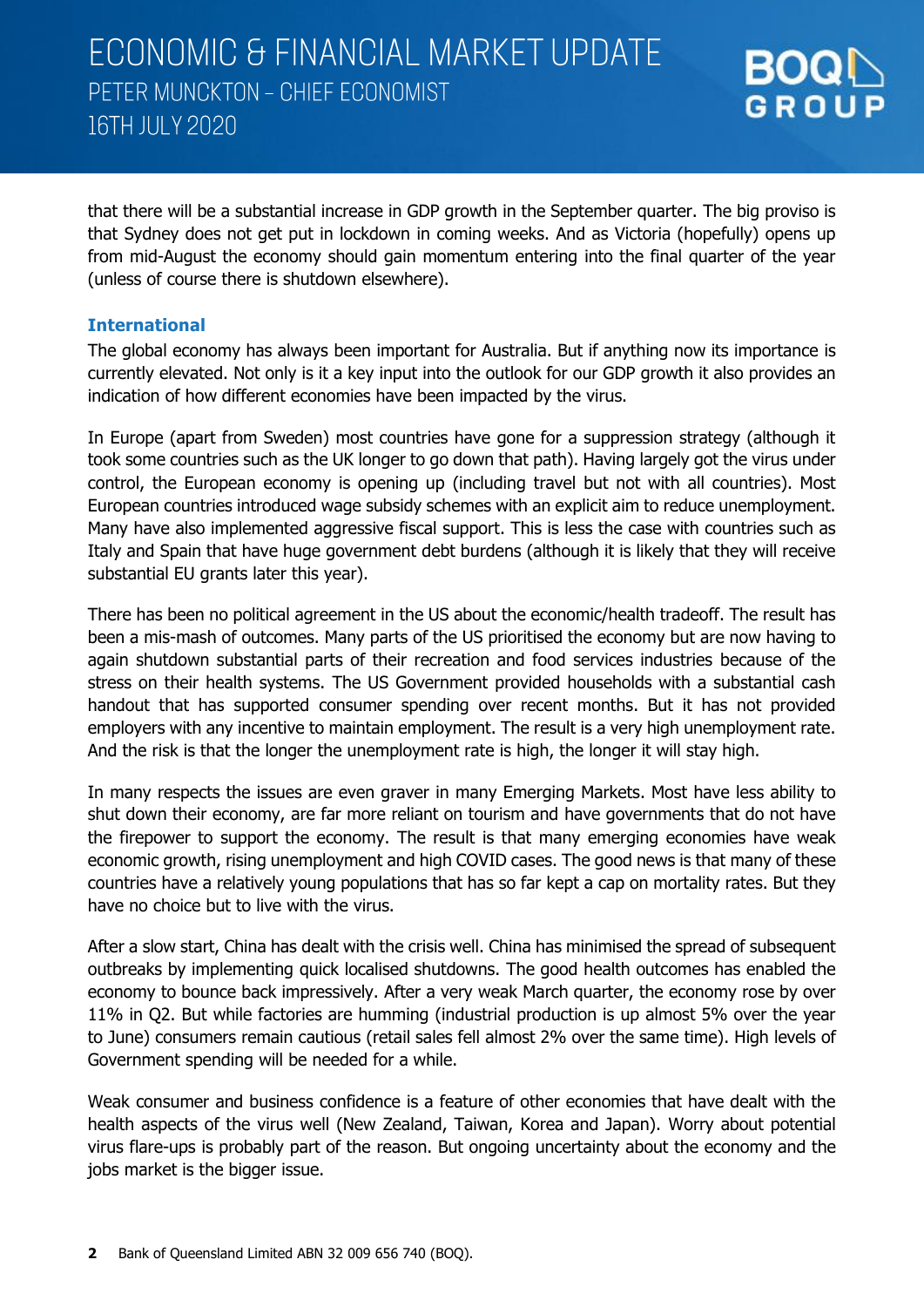that there will be a substantial increase in GDP growth in the September quarter. The big proviso is that Sydney does not get put in lockdown in coming weeks. And as Victoria (hopefully) opens up from mid-August the economy should gain momentum entering into the final quarter of the year (unless of course there is shutdown elsewhere).

## International

The global economy has always been important for Australia. But if anything now its importance is currently elevated. Not only is it a key input into the outlook for our GDP growth it also provides an indication of how different economies have been impacted by the virus.

In Europe (apart from Sweden) most countries have gone for a suppression strategy (although it took some countries such as the UK longer to go down that path). Having largely got the virus under control, the European economy is opening up (including travel but not with all countries). Most European countries introduced wage subsidy schemes with an explicit aim to reduce unemployment. Many have also implemented aggressive fiscal support. This is less the case with countries such as Italy and Spain that have huge government debt burdens (although it is likely that they will receive substantial EU grants later this year).

There has been no political agreement in the US about the economic/health tradeoff. The result has been a mis-mash of outcomes. Many parts of the US prioritised the economy but are now having to again shutdown substantial parts of their recreation and food services industries because of the stress on their health systems. The US Government provided households with a substantial cash handout that has supported consumer spending over recent months. But it has not provided employers with any incentive to maintain employment. The result is a very high unemployment rate. And the risk is that the longer the unemployment rate is high, the longer it will stay high.

In many respects the issues are even graver in many Emerging Markets. Most have less ability to shut down their economy, are far more reliant on tourism and have governments that do not have the firepower to support the economy. The result is that many emerging economies have weak economic growth, rising unemployment and high COVID cases. The good news is that many of these countries have a relatively young populations that has so far kept a cap on mortality rates. But they have no choice but to live with the virus.

After a slow start, China has dealt with the crisis well. China has minimised the spread of subsequent outbreaks by implementing quick localised shutdowns. The good health outcomes has enabled the economy to bounce back impressively. After a very weak March quarter, the economy rose by over 11% in Q2. But while factories are humming (industrial production is up almost 5% over the year to June) consumers remain cautious (retail sales fell almost 2% over the same time). High levels of Government spending will be needed for a while.

Weak consumer and business confidence is a feature of other economies that have dealt with the health aspects of the virus well (New Zealand, Taiwan, Korea and Japan). Worry about potential virus flare-ups is probably part of the reason. But ongoing uncertainty about the economy and the jobs market is the bigger issue.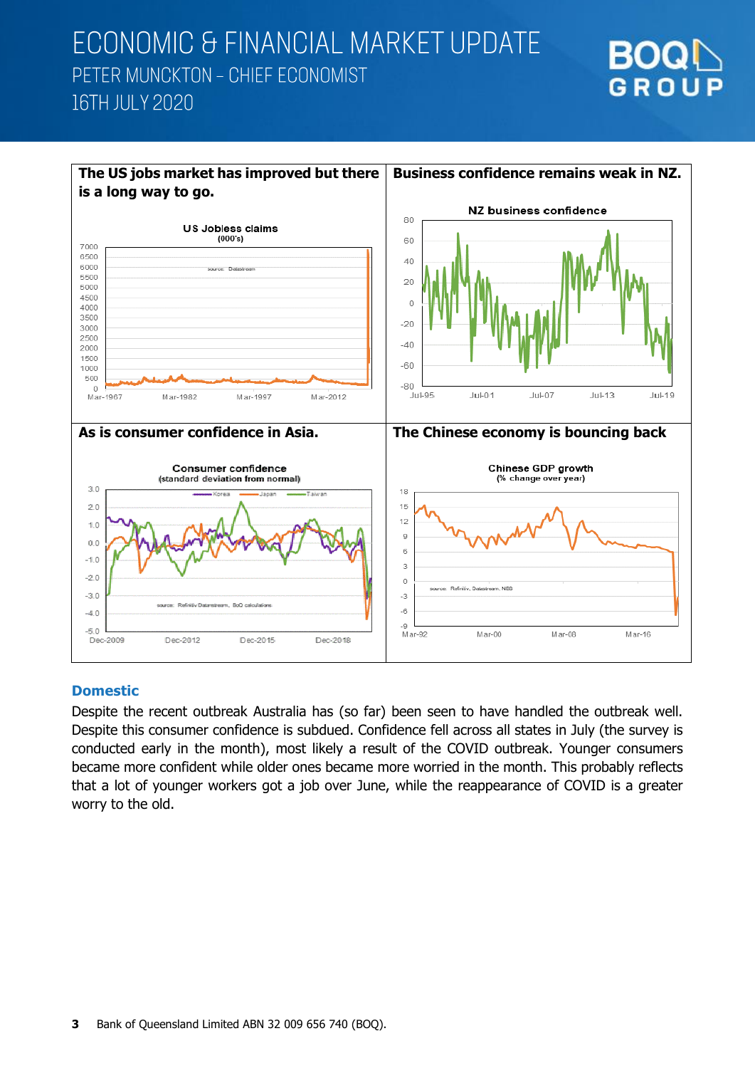**The US jobs market has improved but there is a long way to go.**

US Jobless claims (000's)

**Business confidence remains weak in NZ.**

NZ business confidence

**As is consumer confidence in Asia.**

Consumer confidence (standard deviation from normal)

**The Chinese economy is bouncing back**

Chinese GDP growth (% change over year)

## Domestic

Despite the recent outbreak Australia has (so far) been seen to have handled the outbreak well. Despite this consumer confidence is subdued. Confidence fell across all states in July (the survey is conducted early in the month), most likely a result of the COVID outbreak. Younger consumers became more confident while older ones became more worried in the month. This probably reflects that a lot of younger workers got a job over June, while the reappearance of COVID is a greater worry to the old.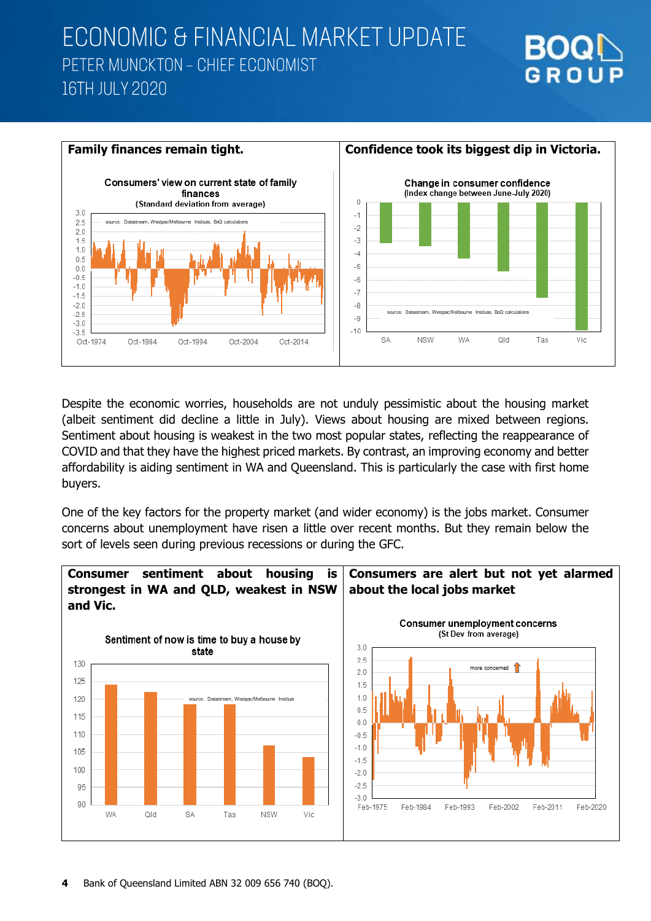# ECONOMIC & FINANCIAL MARKET UPDATE

PETER MUNCKTON – CHIEF ECONOMIST

16TH JULY 2020

**Family finances remain tight.**

Consumers' view on current state of family finances
(Standard deviation from average)

source: Datastream, Westpac/Melbourne Institute, BoQ calculations

**Confidence took its biggest dip in Victoria.**

Change in consumer confidence
(Index change between June-July 2020)

source: Datastream, Westpac/Melbourne Institute, BoQ calculations

Despite the economic worries, households are not unduly pessimistic about the housing market (albeit sentiment did decline a little in July). Views about housing are mixed between regions. Sentiment about housing is weakest in the two most popular states, reflecting the reappearance of COVID and that they have the highest priced markets. By contrast, an improving economy and better affordability is aiding sentiment in WA and Queensland. This is particularly the case with first home buyers.

One of the key factors for the property market (and wider economy) is the jobs market. Consumer concerns about unemployment have risen a little over recent months. But they remain below the sort of levels seen during previous recessions or during the GFC.

**Consumer sentiment about housing is strongest in WA and QLD, weakest in NSW and Vic.**

Sentiment of now is time to buy a house by state

source: Datastream, Westpac/Melbourne Institute

**Consumers are alert but not yet alarmed about the local jobs market**

Consumer unemployment concerns
(St Dev from average)

more concerned

Bank of Queensland Limited ABN 32 009 656 740 (BOQ).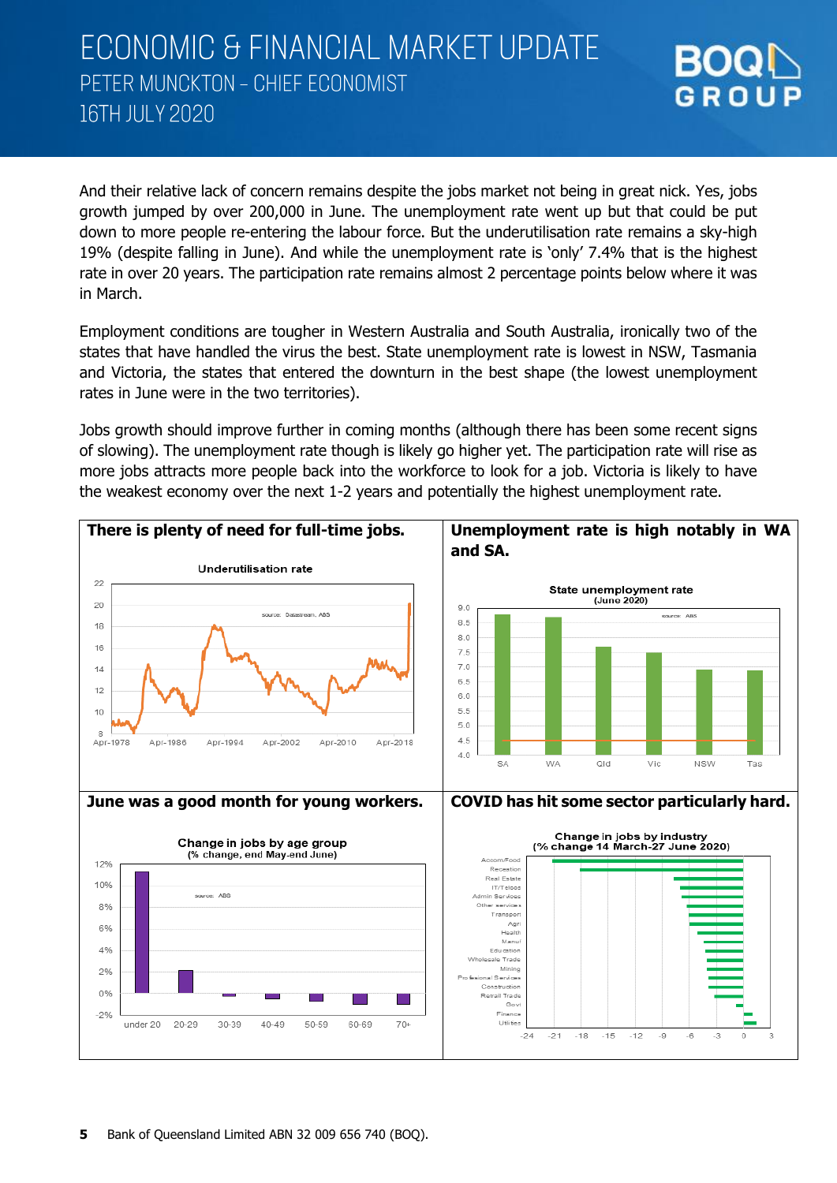And their relative lack of concern remains despite the jobs market not being in great nick. Yes, jobs growth jumped by over 200,000 in June. The unemployment rate went up but that could be put down to more people re-entering the labour force. But the underutilisation rate remains a sky-high 19% (despite falling in June). And while the unemployment rate is 'only' 7.4% that is the highest rate in over 20 years. The participation rate remains almost 2 percentage points below where it was in March.

Employment conditions are tougher in Western Australia and South Australia, ironically two of the states that have handled the virus the best. State unemployment rate is lowest in NSW, Tasmania and Victoria, the states that entered the downturn in the best shape (the lowest unemployment rates in June were in the two territories).

Jobs growth should improve further in coming months (although there has been some recent signs of slowing). The unemployment rate though is likely go higher yet. The participation rate will rise as more jobs attracts more people back into the workforce to look for a job. Victoria is likely to have the weakest economy over the next 1-2 years and potentially the highest unemployment rate.

**There is plenty of need for full-time jobs.**

Underutilisation rate

source: Datastream, ABS

**Unemployment rate is high notably in WA and SA.**

State unemployment rate (June 2020)

source: ABS

**June was a good month for young workers.**

Change in jobs by age group (% change, end May-end June)

source: ABS

**COVID has hit some sector particularly hard.**

Change in jobs by industry (% change 14 March-27 June 2020)

Bank of Queensland Limited ABN 32 009 656 740 (BOQ).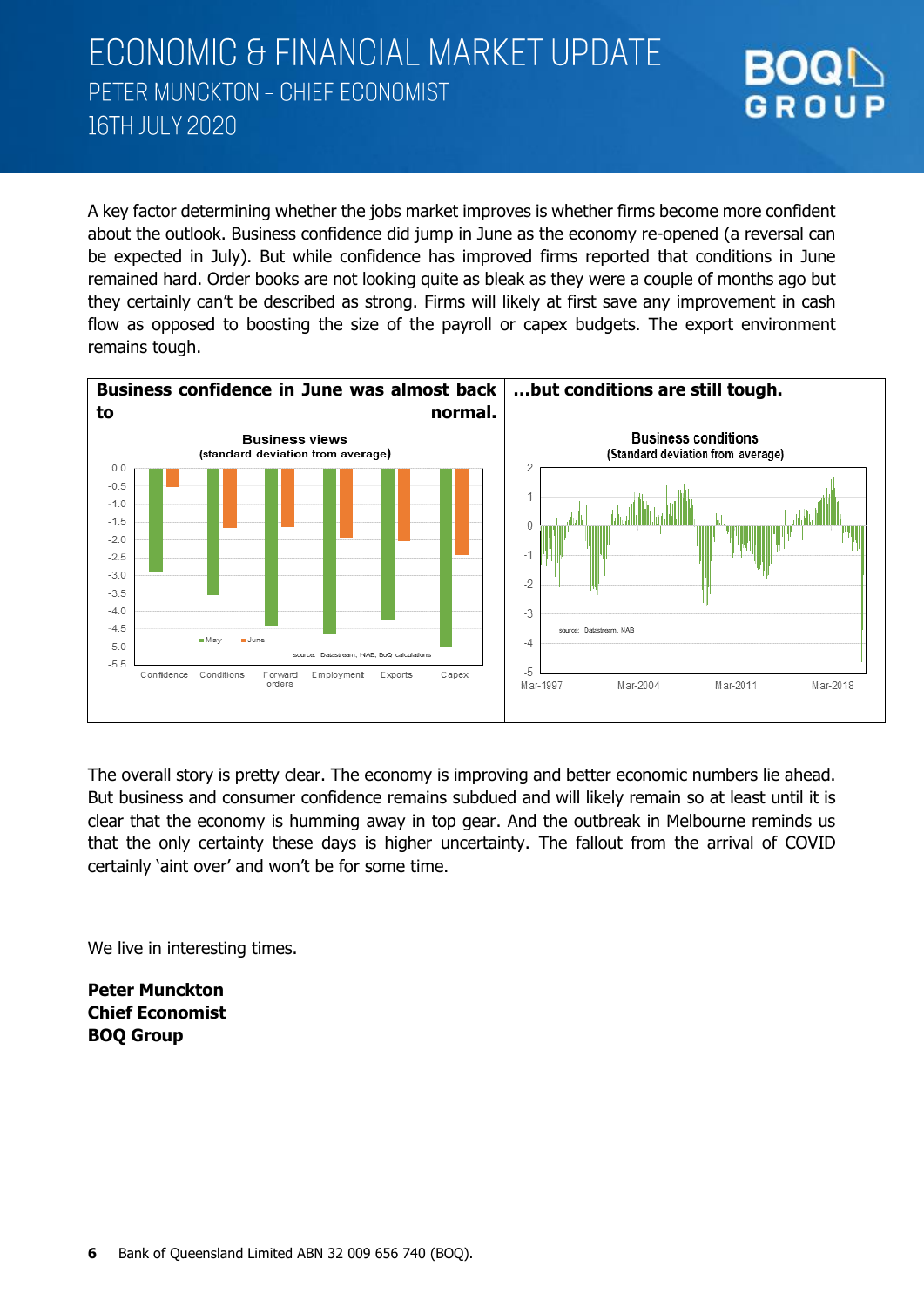A key factor determining whether the jobs market improves is whether firms become more confident about the outlook. Business confidence did jump in June as the economy re-opened (a reversal can be expected in July). But while confidence has improved firms reported that conditions in June remained hard. Order books are not looking quite as bleak as they were a couple of months ago but they certainly can't be described as strong. Firms will likely at first save any improvement in cash flow as opposed to boosting the size of the payroll or capex budgets. The export environment remains tough.

**Business confidence in June was almost back to normal.**

Business views
(standard deviation from average)

0.0
-0.5
-1.0
-1.5
-2.0
-2.5
-3.0
-3.5
-4.0
-4.5
-5.0
-5.5

May
June

source: Datastream, NAB, BoQ calculations

Confidence
Conditions
Forward orders
Employment
Exports
Capex

**...but conditions are still tough.**

Business conditions
(Standard deviation from average)

2
1
0
-1
-2
-3
-4
-5

source: Datastream, NAB

Mar-1997
Mar-2004
Mar-2011
Mar-2018

The overall story is pretty clear. The economy is improving and better economic numbers lie ahead. But business and consumer confidence remains subdued and will likely remain so at least until it is clear that the economy is humming away in top gear. And the outbreak in Melbourne reminds us that the only certainty these days is higher uncertainty. The fallout from the arrival of COVID certainly 'aint over' and won't be for some time.

We live in interesting times.

**Peter Munckton**
**Chief Economist**
**BOQ Group**

Bank of Queensland Limited ABN 32 009 656 740 (BOQ).